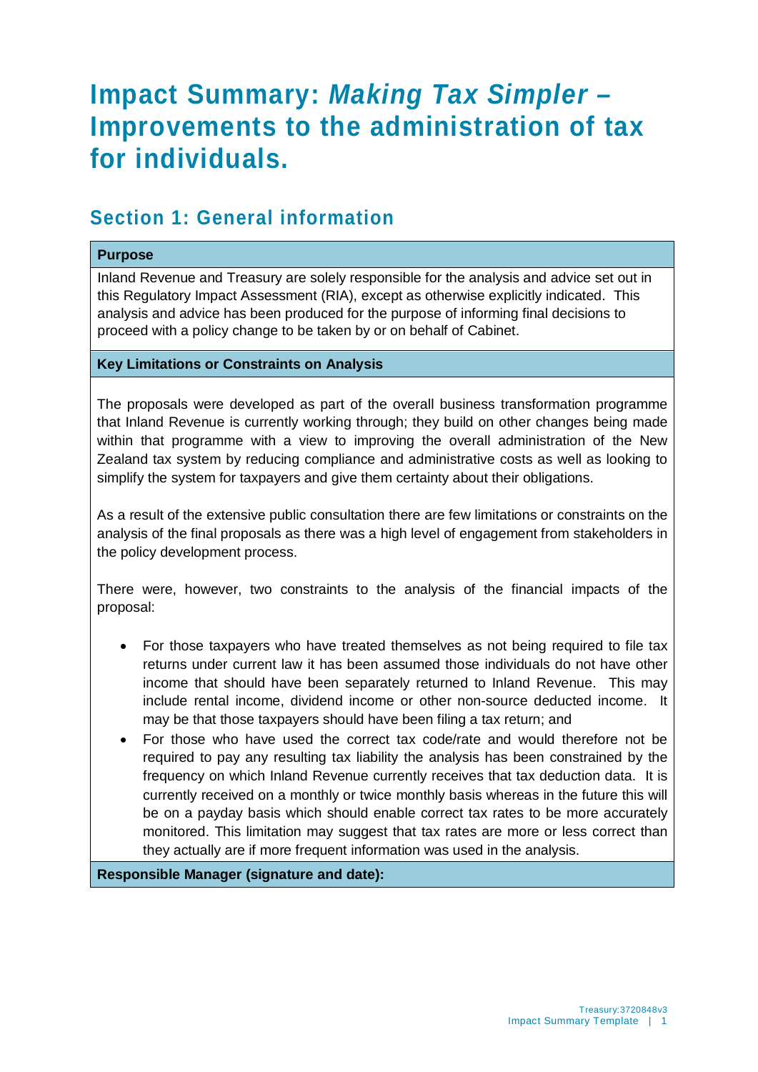# Impact Summary: *Making Tax Simpler* – Improvements to the administration of tax for individuals.

## Section 1: General information

**Purpose**

Inland Revenue and Treasury are solely responsible for the analysis and advice set out in this Regulatory Impact Assessment (RIA), except as otherwise explicitly indicated. This analysis and advice has been produced for the purpose of informing final decisions to proceed with a policy change to be taken by or on behalf of Cabinet.

**Key Limitations or Constraints on Analysis**

The proposals were developed as part of the overall business transformation programme that Inland Revenue is currently working through; they build on other changes being made within that programme with a view to improving the overall administration of the New Zealand tax system by reducing compliance and administrative costs as well as looking to simplify the system for taxpayers and give them certainty about their obligations.

As a result of the extensive public consultation there are few limitations or constraints on the analysis of the final proposals as there was a high level of engagement from stakeholders in the policy development process.

There were, however, two constraints to the analysis of the financial impacts of the proposal:

- For those taxpayers who have treated themselves as not being required to file tax returns under current law it has been assumed those individuals do not have other income that should have been separately returned to Inland Revenue. This may include rental income, dividend income or other non-source deducted income. It may be that those taxpayers should have been filing a tax return; and
- For those who have used the correct tax code/rate and would therefore not be required to pay any resulting tax liability the analysis has been constrained by the frequency on which Inland Revenue currently receives that tax deduction data. It is currently received on a monthly or twice monthly basis whereas in the future this will be on a payday basis which should enable correct tax rates to be more accurately monitored. This limitation may suggest that tax rates are more or less correct than they actually are if more frequent information was used in the analysis.

**Responsible Manager (signature and date):**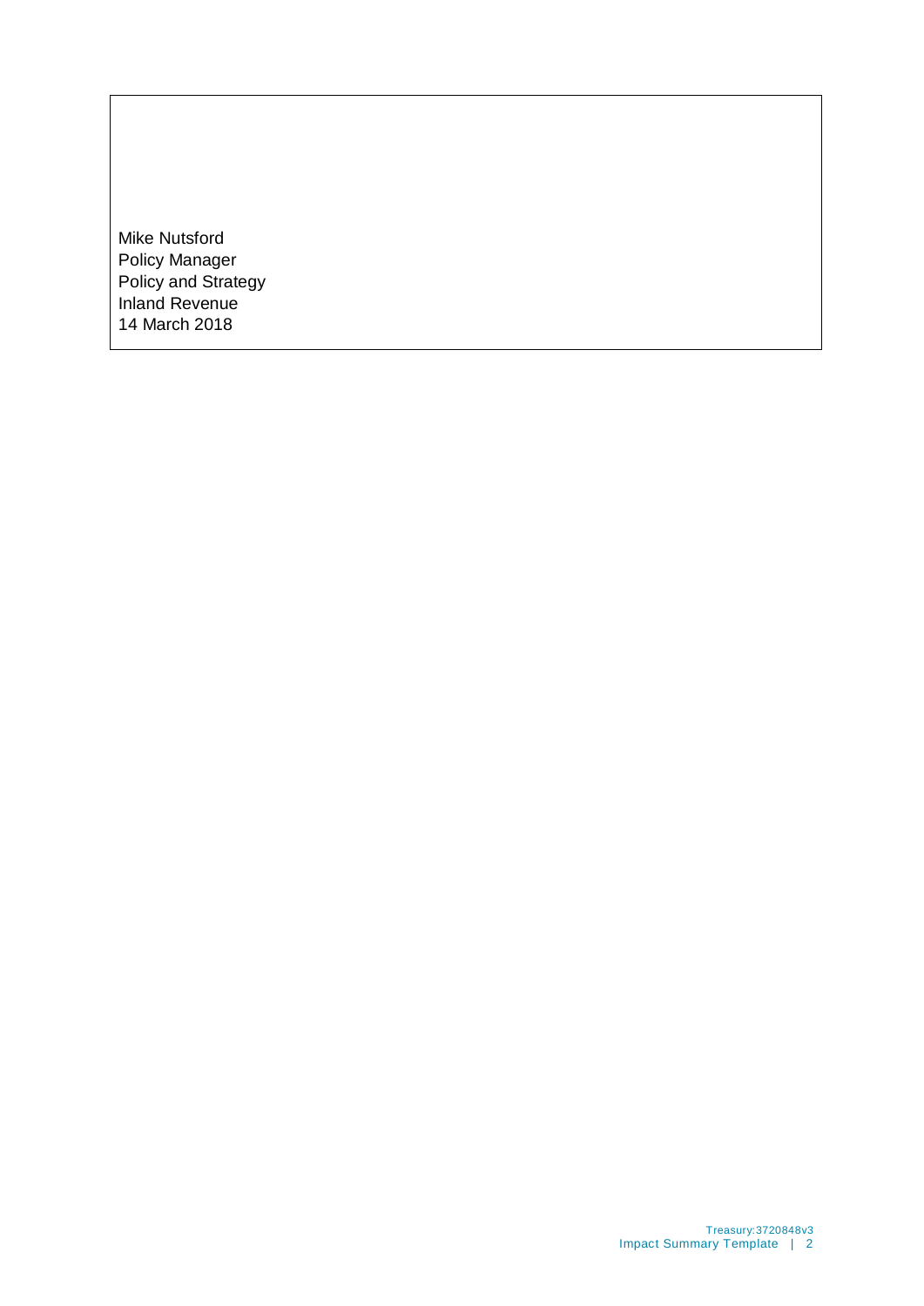Mike Nutsford
Policy Manager
Policy and Strategy
Inland Revenue
14 March 2018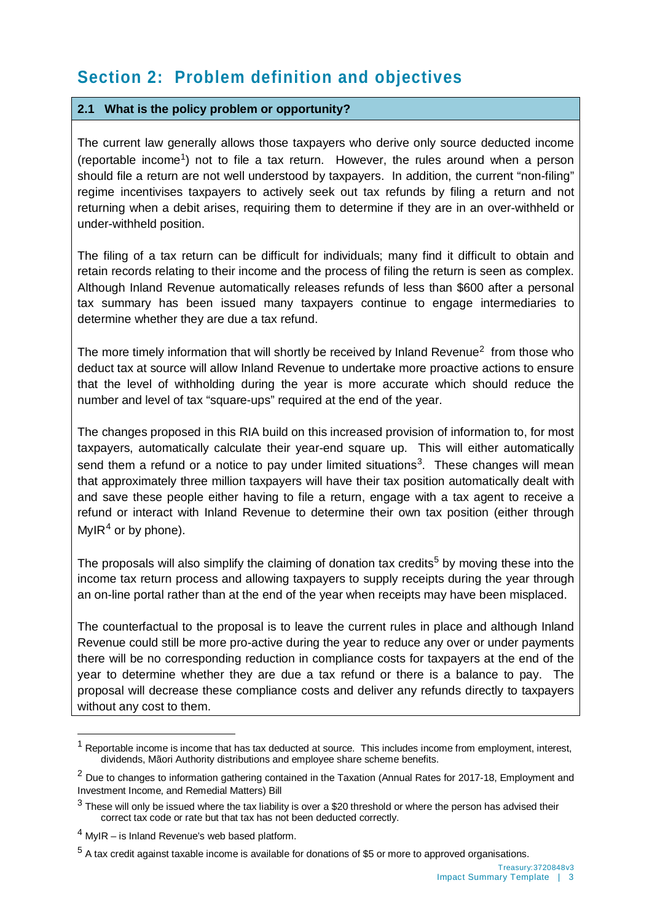## Section 2: Problem definition and objectives

### 2.1 What is the policy problem or opportunity?

The current law generally allows those taxpayers who derive only source deducted income (reportable income[1]) not to file a tax return. However, the rules around when a person should file a return are not well understood by taxpayers. In addition, the current "non-filing" regime incentivises taxpayers to actively seek out tax refunds by filing a return and not returning when a debit arises, requiring them to determine if they are in an over-withheld or under-withheld position.

The filing of a tax return can be difficult for individuals; many find it difficult to obtain and retain records relating to their income and the process of filing the return is seen as complex. Although Inland Revenue automatically releases refunds of less than $600 after a personal tax summary has been issued many taxpayers continue to engage intermediaries to determine whether they are due a tax refund.

The more timely information that will shortly be received by Inland Revenue[2] from those who deduct tax at source will allow Inland Revenue to undertake more proactive actions to ensure that the level of withholding during the year is more accurate which should reduce the number and level of tax "square-ups" required at the end of the year.

The changes proposed in this RIA build on this increased provision of information to, for most taxpayers, automatically calculate their year-end square up. This will either automatically send them a refund or a notice to pay under limited situations[3]. These changes will mean that approximately three million taxpayers will have their tax position automatically dealt with and save these people either having to file a return, engage with a tax agent to receive a refund or interact with Inland Revenue to determine their own tax position (either through MyIR[4] or by phone).

The proposals will also simplify the claiming of donation tax credits[5] by moving these into the income tax return process and allowing taxpayers to supply receipts during the year through an on-line portal rather than at the end of the year when receipts may have been misplaced.

The counterfactual to the proposal is to leave the current rules in place and although Inland Revenue could still be more pro-active during the year to reduce any over or under payments there will be no corresponding reduction in compliance costs for taxpayers at the end of the year to determine whether they are due a tax refund or there is a balance to pay. The proposal will decrease these compliance costs and deliver any refunds directly to taxpayers without any cost to them.

---

[1] Reportable income is income that has tax deducted at source. This includes income from employment, interest, dividends, Māori Authority distributions and employee share scheme benefits.

[2] Due to changes to information gathering contained in the Taxation (Annual Rates for 2017-18, Employment and Investment Income, and Remedial Matters) Bill

[3] These will only be issued where the tax liability is over a $20 threshold or where the person has advised their correct tax code or rate but that tax has not been deducted correctly.

[4] MyIR – is Inland Revenue's web based platform.

[5] A tax credit against taxable income is available for donations of $5 or more to approved organisations.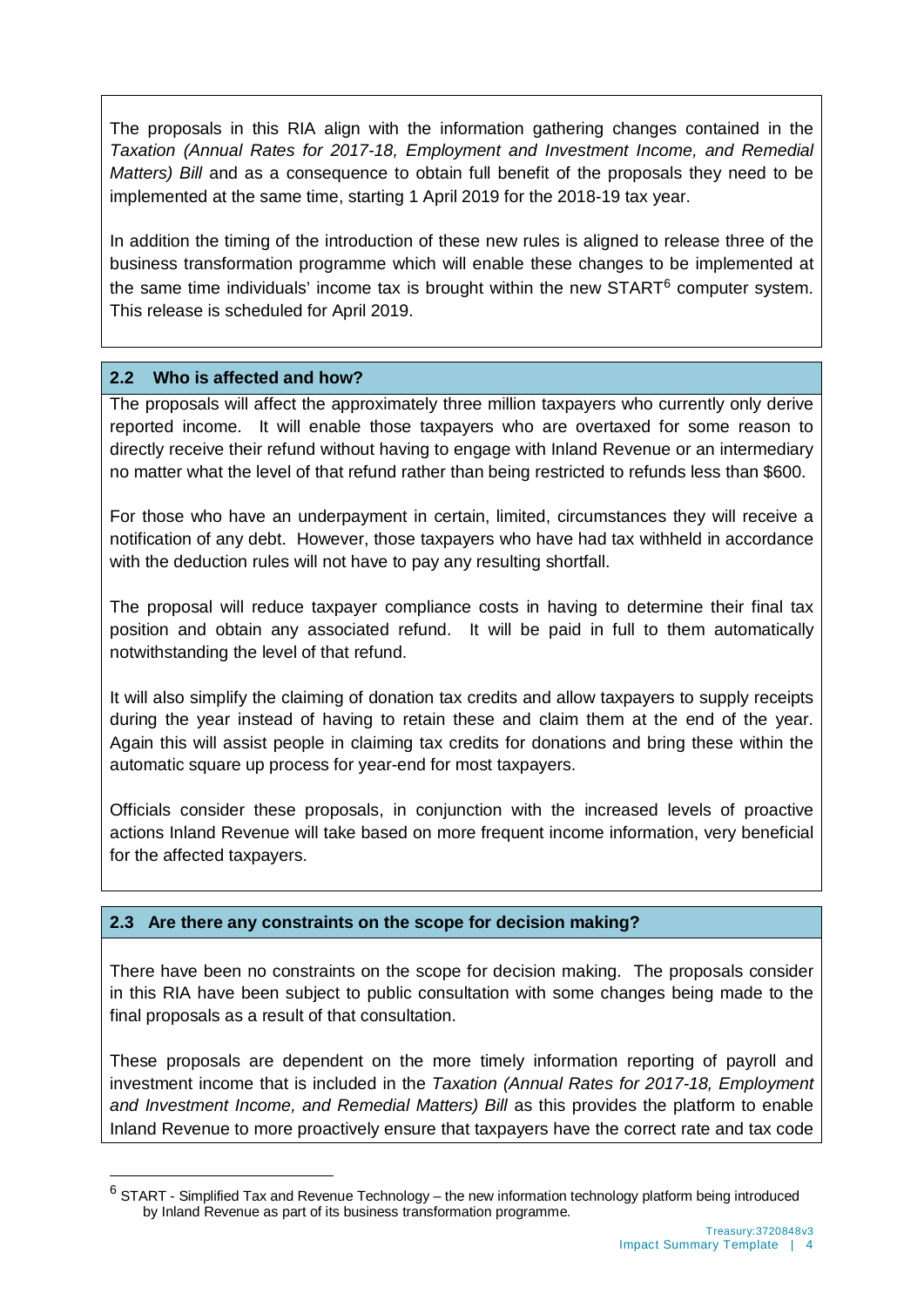The proposals in this RIA align with the information gathering changes contained in the *Taxation (Annual Rates for 2017-18, Employment and Investment Income, and Remedial Matters) Bill* and as a consequence to obtain full benefit of the proposals they need to be implemented at the same time, starting 1 April 2019 for the 2018-19 tax year.

In addition the timing of the introduction of these new rules is aligned to release three of the business transformation programme which will enable these changes to be implemented at the same time individuals' income tax is brought within the new START[6] computer system. This release is scheduled for April 2019.

### 2.2 Who is affected and how?

The proposals will affect the approximately three million taxpayers who currently only derive reported income. It will enable those taxpayers who are overtaxed for some reason to directly receive their refund without having to engage with Inland Revenue or an intermediary no matter what the level of that refund rather than being restricted to refunds less than $600.

For those who have an underpayment in certain, limited, circumstances they will receive a notification of any debt. However, those taxpayers who have had tax withheld in accordance with the deduction rules will not have to pay any resulting shortfall.

The proposal will reduce taxpayer compliance costs in having to determine their final tax position and obtain any associated refund. It will be paid in full to them automatically notwithstanding the level of that refund.

It will also simplify the claiming of donation tax credits and allow taxpayers to supply receipts during the year instead of having to retain these and claim them at the end of the year. Again this will assist people in claiming tax credits for donations and bring these within the automatic square up process for year-end for most taxpayers.

Officials consider these proposals, in conjunction with the increased levels of proactive actions Inland Revenue will take based on more frequent income information, very beneficial for the affected taxpayers.

### 2.3 Are there any constraints on the scope for decision making?

There have been no constraints on the scope for decision making. The proposals consider in this RIA have been subject to public consultation with some changes being made to the final proposals as a result of that consultation.

These proposals are dependent on the more timely information reporting of payroll and investment income that is included in the *Taxation (Annual Rates for 2017-18, Employment and Investment Income, and Remedial Matters) Bill* as this provides the platform to enable Inland Revenue to more proactively ensure that taxpayers have the correct rate and tax code

---

[6] START - Simplified Tax and Revenue Technology – the new information technology platform being introduced by Inland Revenue as part of its business transformation programme.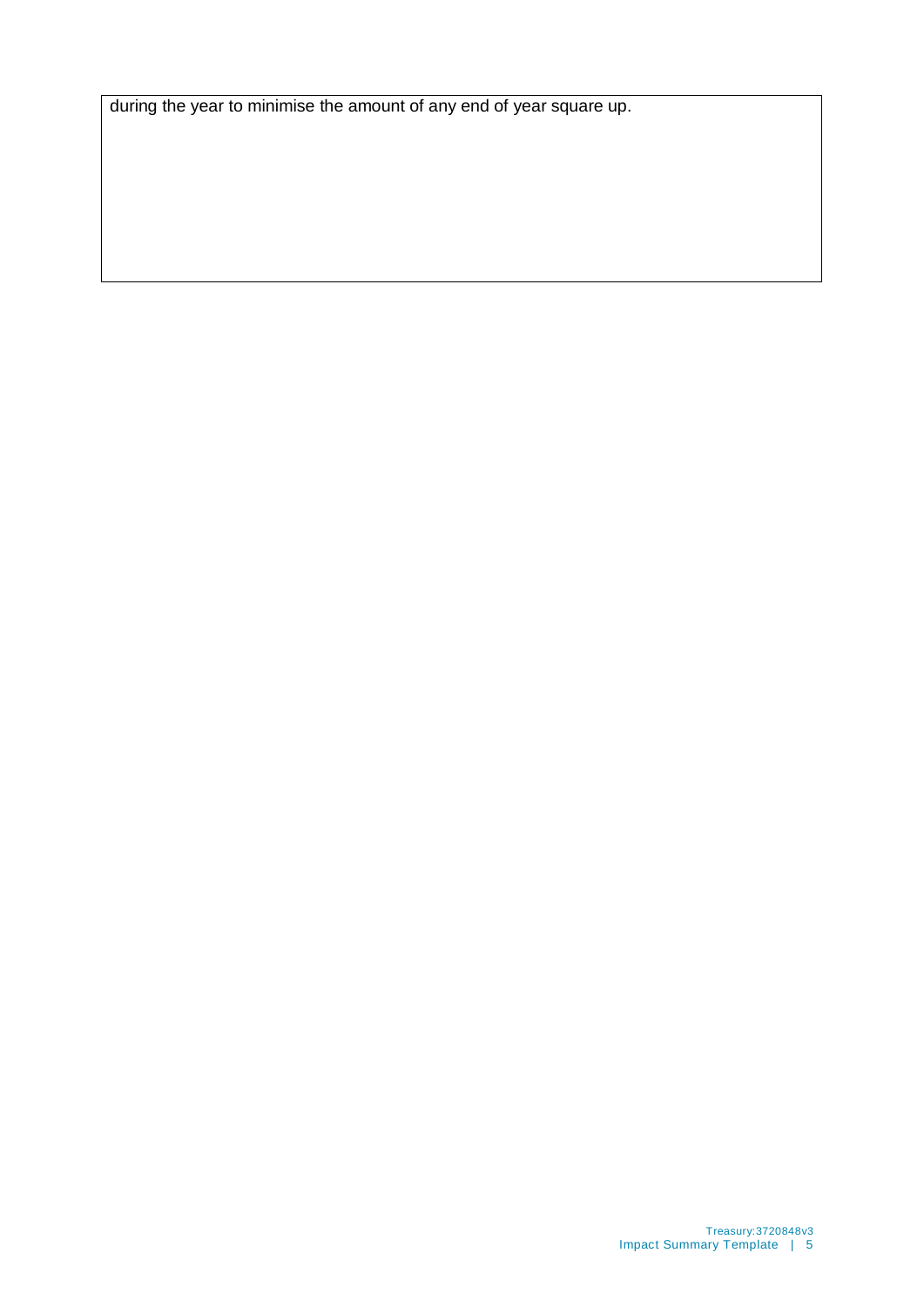during the year to minimise the amount of any end of year square up.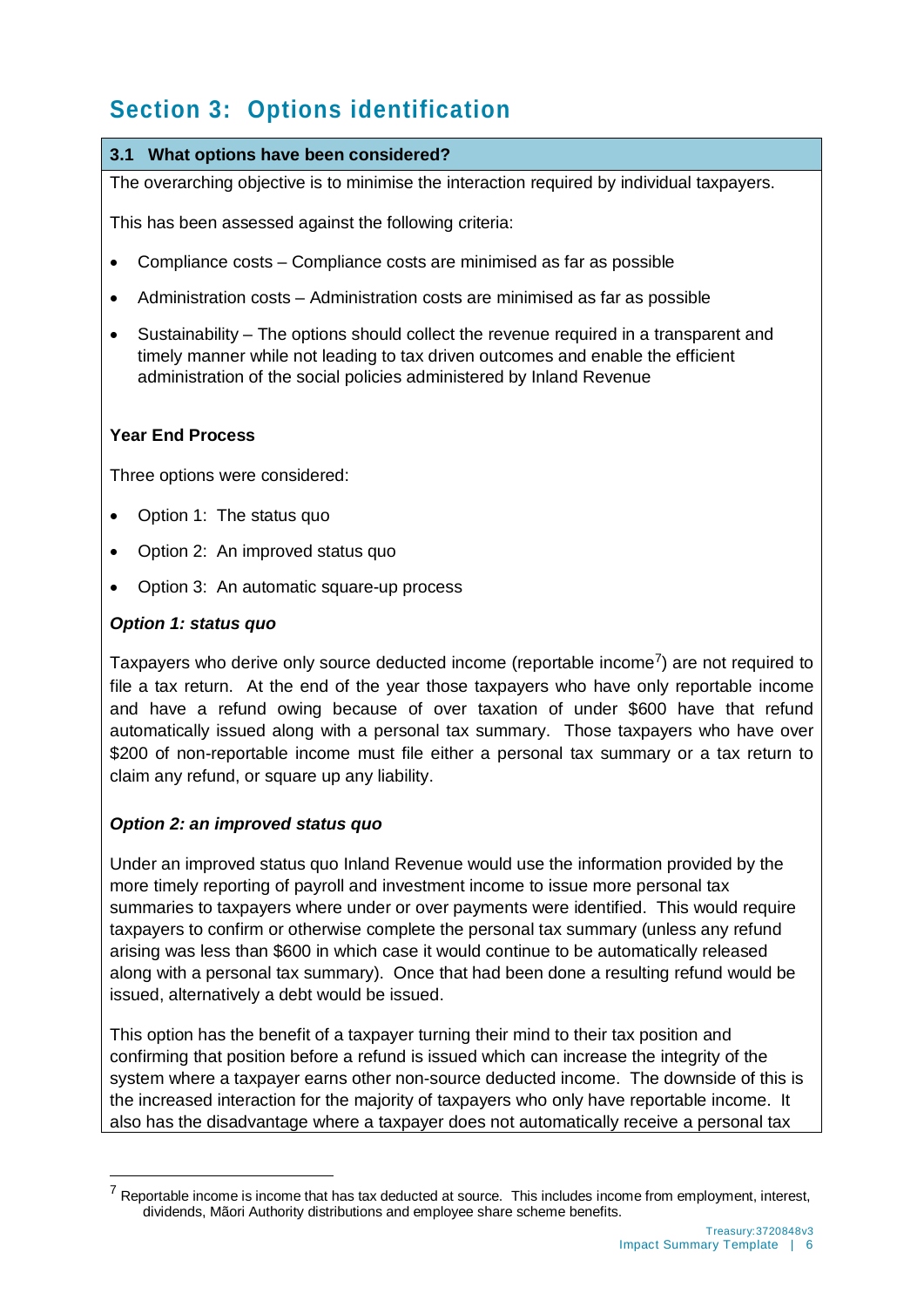# Section 3: Options identification

### 3.1 What options have been considered?

The overarching objective is to minimise the interaction required by individual taxpayers.

This has been assessed against the following criteria:

- Compliance costs – Compliance costs are minimised as far as possible
- Administration costs – Administration costs are minimised as far as possible
- Sustainability – The options should collect the revenue required in a transparent and timely manner while not leading to tax driven outcomes and enable the efficient administration of the social policies administered by Inland Revenue

**Year End Process**

Three options were considered:

- Option 1: The status quo
- Option 2: An improved status quo
- Option 3: An automatic square-up process

***Option 1: status quo***

Taxpayers who derive only source deducted income (reportable income[7]) are not required to file a tax return. At the end of the year those taxpayers who have only reportable income and have a refund owing because of over taxation of under $600 have that refund automatically issued along with a personal tax summary. Those taxpayers who have over $200 of non-reportable income must file either a personal tax summary or a tax return to claim any refund, or square up any liability.

***Option 2: an improved status quo***

Under an improved status quo Inland Revenue would use the information provided by the more timely reporting of payroll and investment income to issue more personal tax summaries to taxpayers where under or over payments were identified. This would require taxpayers to confirm or otherwise complete the personal tax summary (unless any refund arising was less than $600 in which case it would continue to be automatically released along with a personal tax summary). Once that had been done a resulting refund would be issued, alternatively a debt would be issued.

This option has the benefit of a taxpayer turning their mind to their tax position and confirming that position before a refund is issued which can increase the integrity of the system where a taxpayer earns other non-source deducted income. The downside of this is the increased interaction for the majority of taxpayers who only have reportable income. It also has the disadvantage where a taxpayer does not automatically receive a personal tax

---

[7] Reportable income is income that has tax deducted at source. This includes income from employment, interest, dividends, Māori Authority distributions and employee share scheme benefits.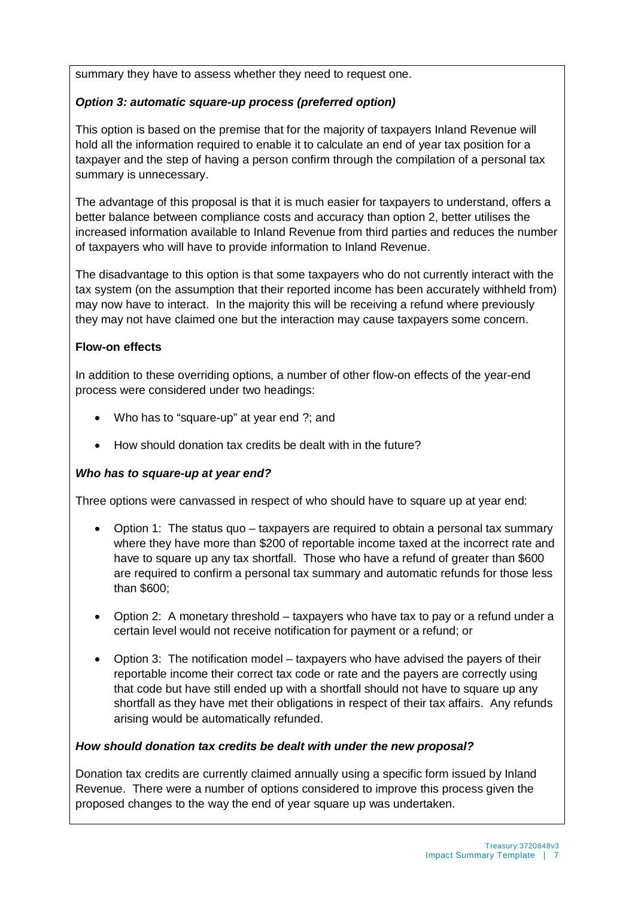summary they have to assess whether they need to request one.

***Option 3: automatic square-up process (preferred option)***

This option is based on the premise that for the majority of taxpayers Inland Revenue will hold all the information required to enable it to calculate an end of year tax position for a taxpayer and the step of having a person confirm through the compilation of a personal tax summary is unnecessary.

The advantage of this proposal is that it is much easier for taxpayers to understand, offers a better balance between compliance costs and accuracy than option 2, better utilises the increased information available to Inland Revenue from third parties and reduces the number of taxpayers who will have to provide information to Inland Revenue.

The disadvantage to this option is that some taxpayers who do not currently interact with the tax system (on the assumption that their reported income has been accurately withheld from) may now have to interact. In the majority this will be receiving a refund where previously they may not have claimed one but the interaction may cause taxpayers some concern.

**Flow-on effects**

In addition to these overriding options, a number of other flow-on effects of the year-end process were considered under two headings:

- Who has to "square-up" at year end ?; and
- How should donation tax credits be dealt with in the future?

***Who has to square-up at year end?***

Three options were canvassed in respect of who should have to square up at year end:

- Option 1: The status quo – taxpayers are required to obtain a personal tax summary where they have more than $200 of reportable income taxed at the incorrect rate and have to square up any tax shortfall. Those who have a refund of greater than $600 are required to confirm a personal tax summary and automatic refunds for those less than $600;
- Option 2: A monetary threshold – taxpayers who have tax to pay or a refund under a certain level would not receive notification for payment or a refund; or
- Option 3: The notification model – taxpayers who have advised the payers of their reportable income their correct tax code or rate and the payers are correctly using that code but have still ended up with a shortfall should not have to square up any shortfall as they have met their obligations in respect of their tax affairs. Any refunds arising would be automatically refunded.

***How should donation tax credits be dealt with under the new proposal?***

Donation tax credits are currently claimed annually using a specific form issued by Inland Revenue. There were a number of options considered to improve this process given the proposed changes to the way the end of year square up was undertaken.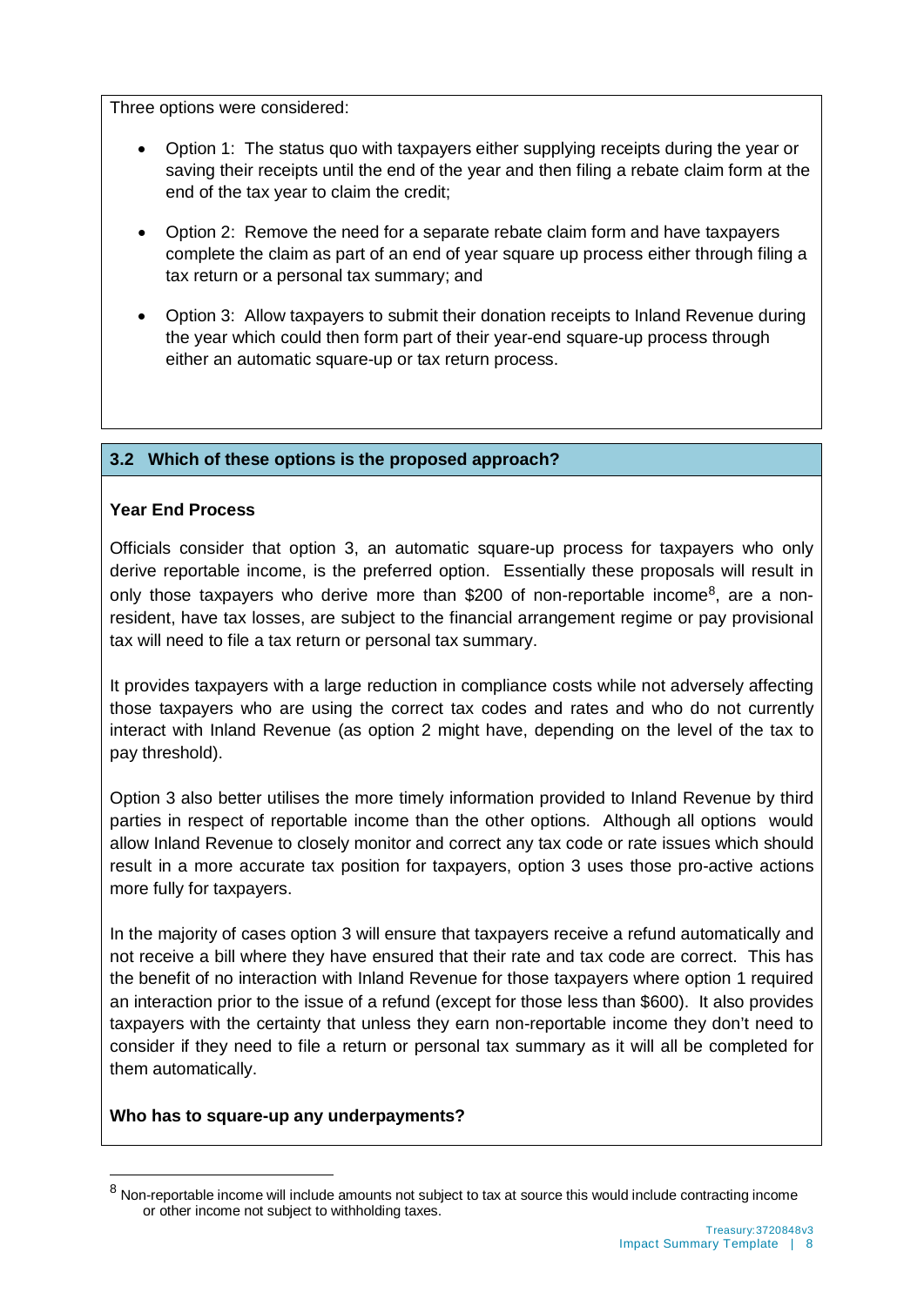Three options were considered:

- Option 1: The status quo with taxpayers either supplying receipts during the year or saving their receipts until the end of the year and then filing a rebate claim form at the end of the tax year to claim the credit;
- Option 2: Remove the need for a separate rebate claim form and have taxpayers complete the claim as part of an end of year square up process either through filing a tax return or a personal tax summary; and
- Option 3: Allow taxpayers to submit their donation receipts to Inland Revenue during the year which could then form part of their year-end square-up process through either an automatic square-up or tax return process.

## 3.2 Which of these options is the proposed approach?

**Year End Process**

Officials consider that option 3, an automatic square-up process for taxpayers who only derive reportable income, is the preferred option. Essentially these proposals will result in only those taxpayers who derive more than $200 of non-reportable income[8], are a non-resident, have tax losses, are subject to the financial arrangement regime or pay provisional tax will need to file a tax return or personal tax summary.

It provides taxpayers with a large reduction in compliance costs while not adversely affecting those taxpayers who are using the correct tax codes and rates and who do not currently interact with Inland Revenue (as option 2 might have, depending on the level of the tax to pay threshold).

Option 3 also better utilises the more timely information provided to Inland Revenue by third parties in respect of reportable income than the other options. Although all options would allow Inland Revenue to closely monitor and correct any tax code or rate issues which should result in a more accurate tax position for taxpayers, option 3 uses those pro-active actions more fully for taxpayers.

In the majority of cases option 3 will ensure that taxpayers receive a refund automatically and not receive a bill where they have ensured that their rate and tax code are correct. This has the benefit of no interaction with Inland Revenue for those taxpayers where option 1 required an interaction prior to the issue of a refund (except for those less than $600). It also provides taxpayers with the certainty that unless they earn non-reportable income they don't need to consider if they need to file a return or personal tax summary as it will all be completed for them automatically.

**Who has to square-up any underpayments?**

[8] Non-reportable income will include amounts not subject to tax at source this would include contracting income or other income not subject to withholding taxes.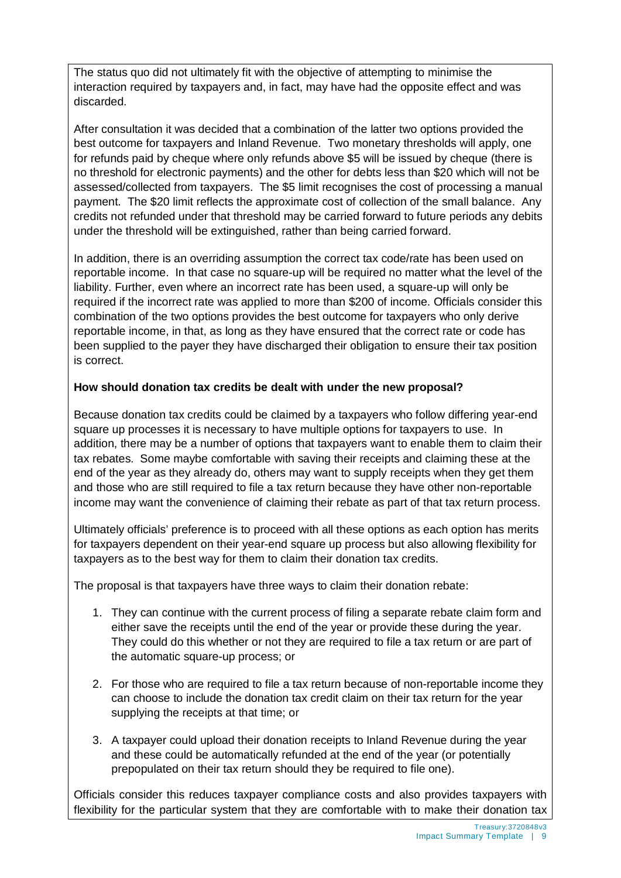The status quo did not ultimately fit with the objective of attempting to minimise the interaction required by taxpayers and, in fact, may have had the opposite effect and was discarded.

After consultation it was decided that a combination of the latter two options provided the best outcome for taxpayers and Inland Revenue. Two monetary thresholds will apply, one for refunds paid by cheque where only refunds above $5 will be issued by cheque (there is no threshold for electronic payments) and the other for debts less than $20 which will not be assessed/collected from taxpayers. The $5 limit recognises the cost of processing a manual payment. The $20 limit reflects the approximate cost of collection of the small balance. Any credits not refunded under that threshold may be carried forward to future periods any debits under the threshold will be extinguished, rather than being carried forward.

In addition, there is an overriding assumption the correct tax code/rate has been used on reportable income. In that case no square-up will be required no matter what the level of the liability. Further, even where an incorrect rate has been used, a square-up will only be required if the incorrect rate was applied to more than $200 of income. Officials consider this combination of the two options provides the best outcome for taxpayers who only derive reportable income, in that, as long as they have ensured that the correct rate or code has been supplied to the payer they have discharged their obligation to ensure their tax position is correct.

**How should donation tax credits be dealt with under the new proposal?**

Because donation tax credits could be claimed by a taxpayers who follow differing year-end square up processes it is necessary to have multiple options for taxpayers to use. In addition, there may be a number of options that taxpayers want to enable them to claim their tax rebates. Some maybe comfortable with saving their receipts and claiming these at the end of the year as they already do, others may want to supply receipts when they get them and those who are still required to file a tax return because they have other non-reportable income may want the convenience of claiming their rebate as part of that tax return process.

Ultimately officials' preference is to proceed with all these options as each option has merits for taxpayers dependent on their year-end square up process but also allowing flexibility for taxpayers as to the best way for them to claim their donation tax credits.

The proposal is that taxpayers have three ways to claim their donation rebate:

1. They can continue with the current process of filing a separate rebate claim form and either save the receipts until the end of the year or provide these during the year. They could do this whether or not they are required to file a tax return or are part of the automatic square-up process; or
2. For those who are required to file a tax return because of non-reportable income they can choose to include the donation tax credit claim on their tax return for the year supplying the receipts at that time; or
3. A taxpayer could upload their donation receipts to Inland Revenue during the year and these could be automatically refunded at the end of the year (or potentially prepopulated on their tax return should they be required to file one).

Officials consider this reduces taxpayer compliance costs and also provides taxpayers with flexibility for the particular system that they are comfortable with to make their donation tax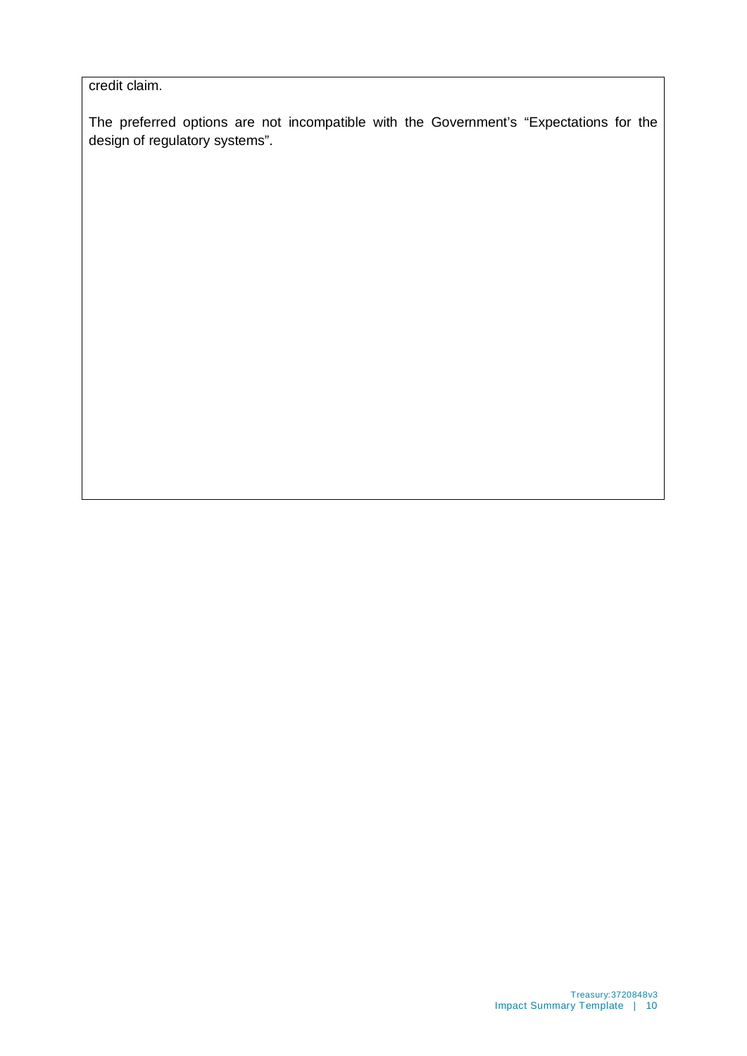credit claim.

The preferred options are not incompatible with the Government's "Expectations for the design of regulatory systems".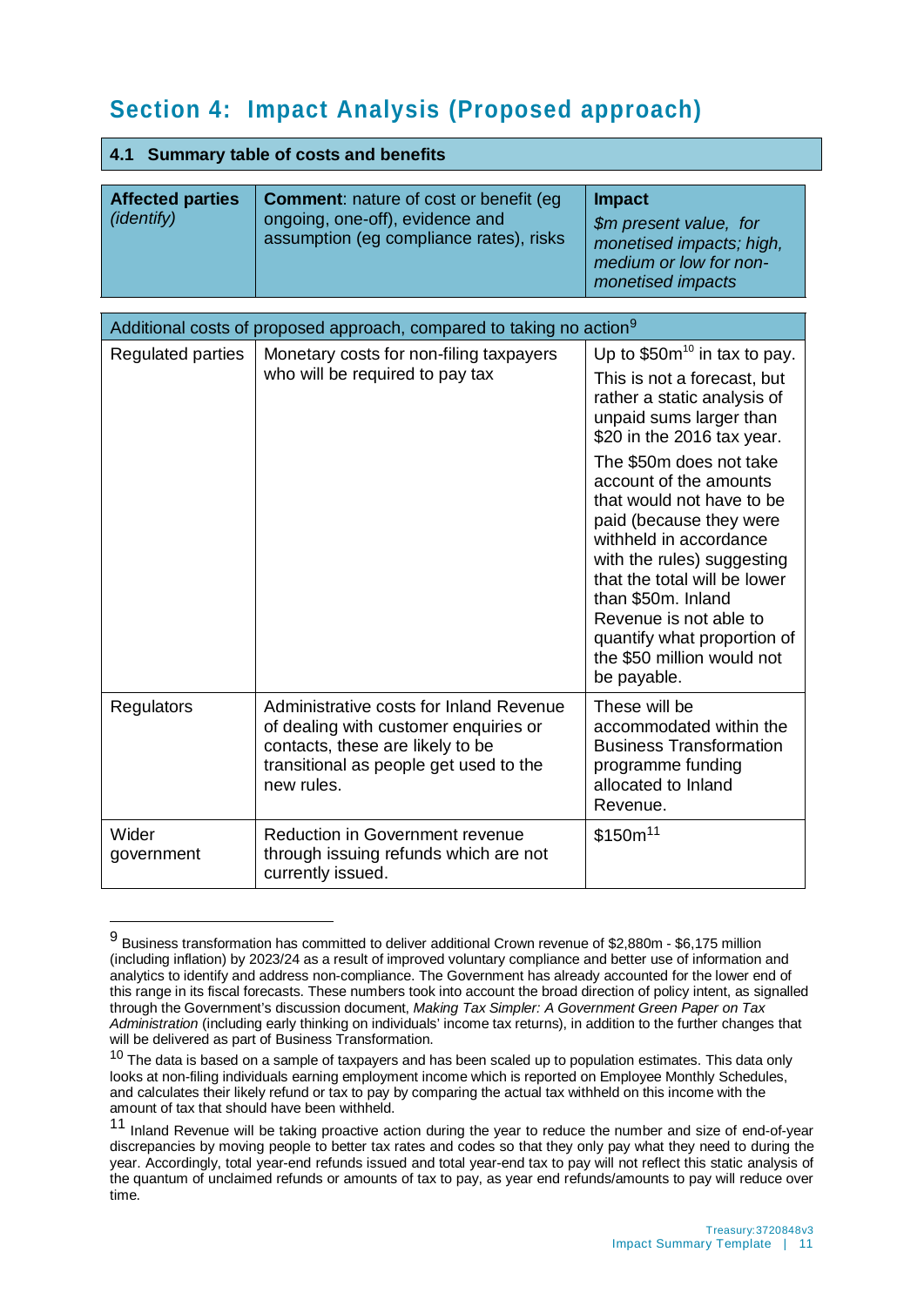# Section 4: Impact Analysis (Proposed approach)

## 4.1 Summary table of costs and benefits

| **Affected parties** *(identify)* | **Comment**: nature of cost or benefit (eg ongoing, one-off), evidence and assumption (eg compliance rates), risks | **Impact** *$m present value, for monetised impacts; high, medium or low for non-monetised impacts* |
|---|---|---|
| Additional costs of proposed approach, compared to taking no action[9] | | |
| Regulated parties | Monetary costs for non-filing taxpayers who will be required to pay tax | Up to $50m[10] in tax to pay. This is not a forecast, but rather a static analysis of unpaid sums larger than $20 in the 2016 tax year. The $50m does not take account of the amounts that would not have to be paid (because they were withheld in accordance with the rules) suggesting that the total will be lower than $50m. Inland Revenue is not able to quantify what proportion of the $50 million would not be payable. |
| Regulators | Administrative costs for Inland Revenue of dealing with customer enquiries or contacts, these are likely to be transitional as people get used to the new rules. | These will be accommodated within the Business Transformation programme funding allocated to Inland Revenue. |
| Wider government | Reduction in Government revenue through issuing refunds which are not currently issued. | $150m[11] |

[9] Business transformation has committed to deliver additional Crown revenue of $2,880m - $6,175 million (including inflation) by 2023/24 as a result of improved voluntary compliance and better use of information and analytics to identify and address non-compliance. The Government has already accounted for the lower end of this range in its fiscal forecasts. These numbers took into account the broad direction of policy intent, as signalled through the Government's discussion document, *Making Tax Simpler: A Government Green Paper on Tax Administration* (including early thinking on individuals' income tax returns), in addition to the further changes that will be delivered as part of Business Transformation.

[10] The data is based on a sample of taxpayers and has been scaled up to population estimates. This data only looks at non-filing individuals earning employment income which is reported on Employee Monthly Schedules, and calculates their likely refund or tax to pay by comparing the actual tax withheld on this income with the amount of tax that should have been withheld.

[11] Inland Revenue will be taking proactive action during the year to reduce the number and size of end-of-year discrepancies by moving people to better tax rates and codes so that they only pay what they need to during the year. Accordingly, total year-end refunds issued and total year-end tax to pay will not reflect this static analysis of the quantum of unclaimed refunds or amounts of tax to pay, as year end refunds/amounts to pay will reduce over time.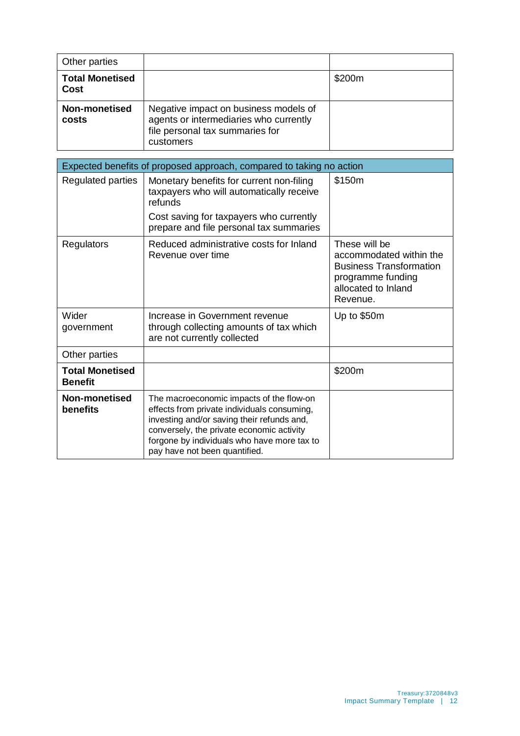| Other parties | | |
|---|---|---|
| **Total Monetised Cost** | | $200m |
| **Non-monetised costs** | Negative impact on business models of agents or intermediaries who currently file personal tax summaries for customers | |

| Expected benefits of proposed approach, compared to taking no action | | |
|---|---|---|
| Regulated parties | Monetary benefits for current non-filing taxpayers who will automatically receive refunds<br><br>Cost saving for taxpayers who currently prepare and file personal tax summaries | $150m |
| Regulators | Reduced administrative costs for Inland Revenue over time | These will be accommodated within the Business Transformation programme funding allocated to Inland Revenue. |
| Wider government | Increase in Government revenue through collecting amounts of tax which are not currently collected | Up to $50m |
| Other parties | | |
| **Total Monetised Benefit** | | $200m |
| **Non-monetised benefits** | The macroeconomic impacts of the flow-on effects from private individuals consuming, investing and/or saving their refunds and, conversely, the private economic activity forgone by individuals who have more tax to pay have not been quantified. | |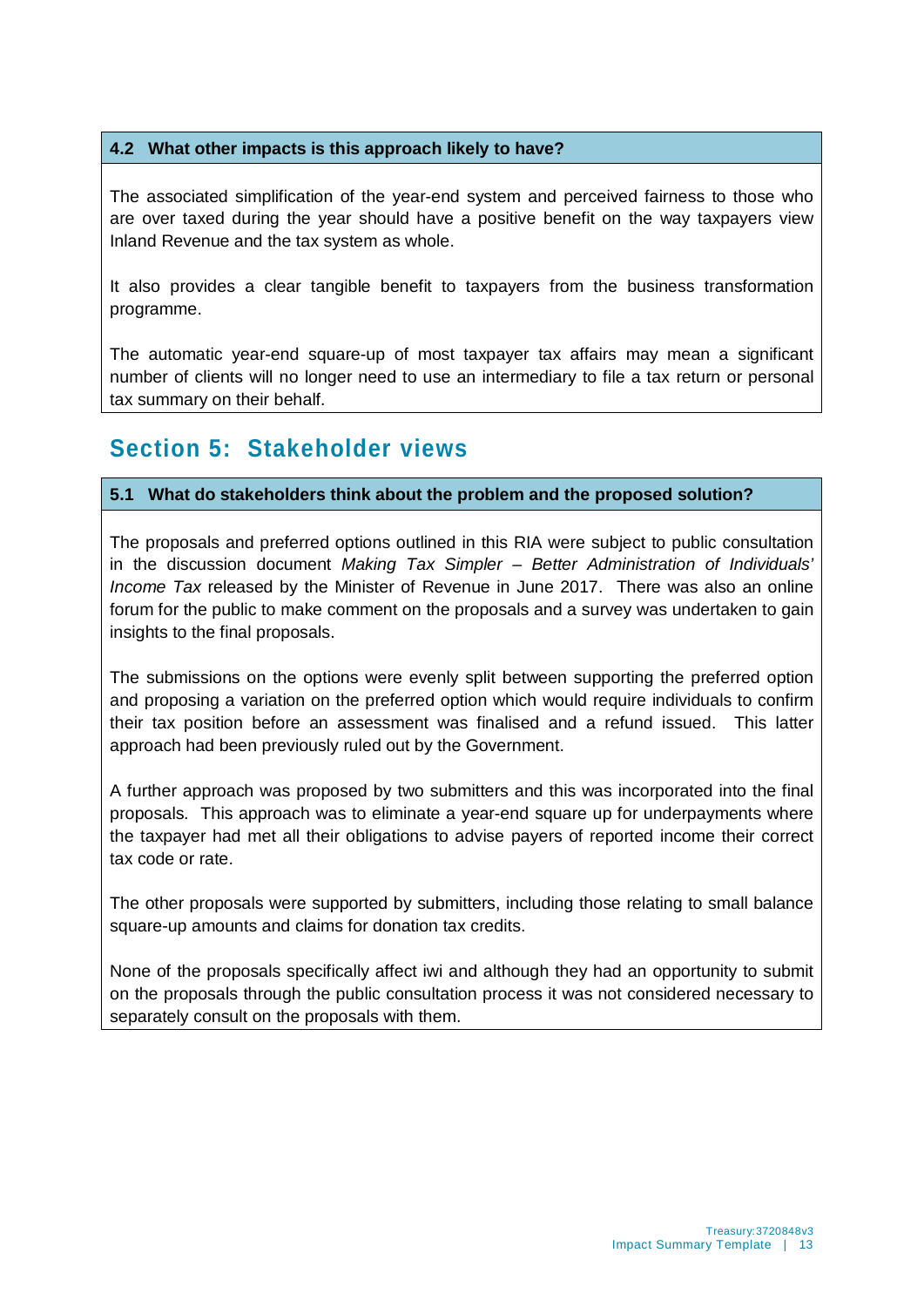### 4.2 What other impacts is this approach likely to have?

The associated simplification of the year-end system and perceived fairness to those who are over taxed during the year should have a positive benefit on the way taxpayers view Inland Revenue and the tax system as whole.

It also provides a clear tangible benefit to taxpayers from the business transformation programme.

The automatic year-end square-up of most taxpayer tax affairs may mean a significant number of clients will no longer need to use an intermediary to file a tax return or personal tax summary on their behalf.

## Section 5: Stakeholder views

### 5.1 What do stakeholders think about the problem and the proposed solution?

The proposals and preferred options outlined in this RIA were subject to public consultation in the discussion document *Making Tax Simpler – Better Administration of Individuals' Income Tax* released by the Minister of Revenue in June 2017. There was also an online forum for the public to make comment on the proposals and a survey was undertaken to gain insights to the final proposals.

The submissions on the options were evenly split between supporting the preferred option and proposing a variation on the preferred option which would require individuals to confirm their tax position before an assessment was finalised and a refund issued. This latter approach had been previously ruled out by the Government.

A further approach was proposed by two submitters and this was incorporated into the final proposals. This approach was to eliminate a year-end square up for underpayments where the taxpayer had met all their obligations to advise payers of reported income their correct tax code or rate.

The other proposals were supported by submitters, including those relating to small balance square-up amounts and claims for donation tax credits.

None of the proposals specifically affect iwi and although they had an opportunity to submit on the proposals through the public consultation process it was not considered necessary to separately consult on the proposals with them.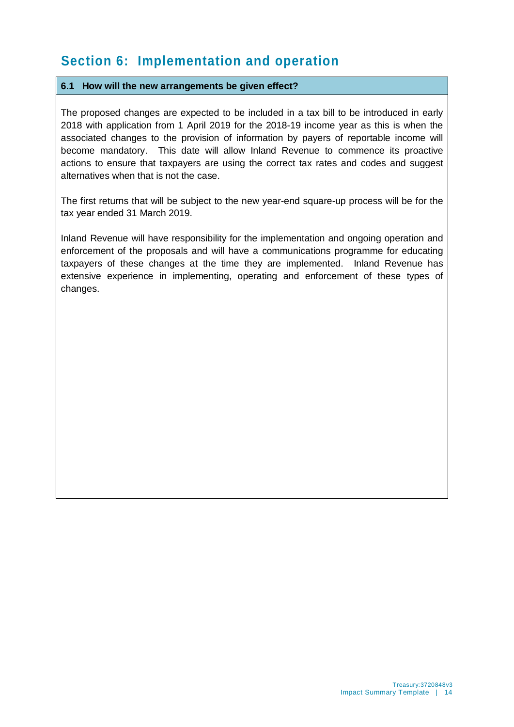## Section 6: Implementation and operation

### 6.1 How will the new arrangements be given effect?

The proposed changes are expected to be included in a tax bill to be introduced in early 2018 with application from 1 April 2019 for the 2018-19 income year as this is when the associated changes to the provision of information by payers of reportable income will become mandatory. This date will allow Inland Revenue to commence its proactive actions to ensure that taxpayers are using the correct tax rates and codes and suggest alternatives when that is not the case.

The first returns that will be subject to the new year-end square-up process will be for the tax year ended 31 March 2019.

Inland Revenue will have responsibility for the implementation and ongoing operation and enforcement of the proposals and will have a communications programme for educating taxpayers of these changes at the time they are implemented. Inland Revenue has extensive experience in implementing, operating and enforcement of these types of changes.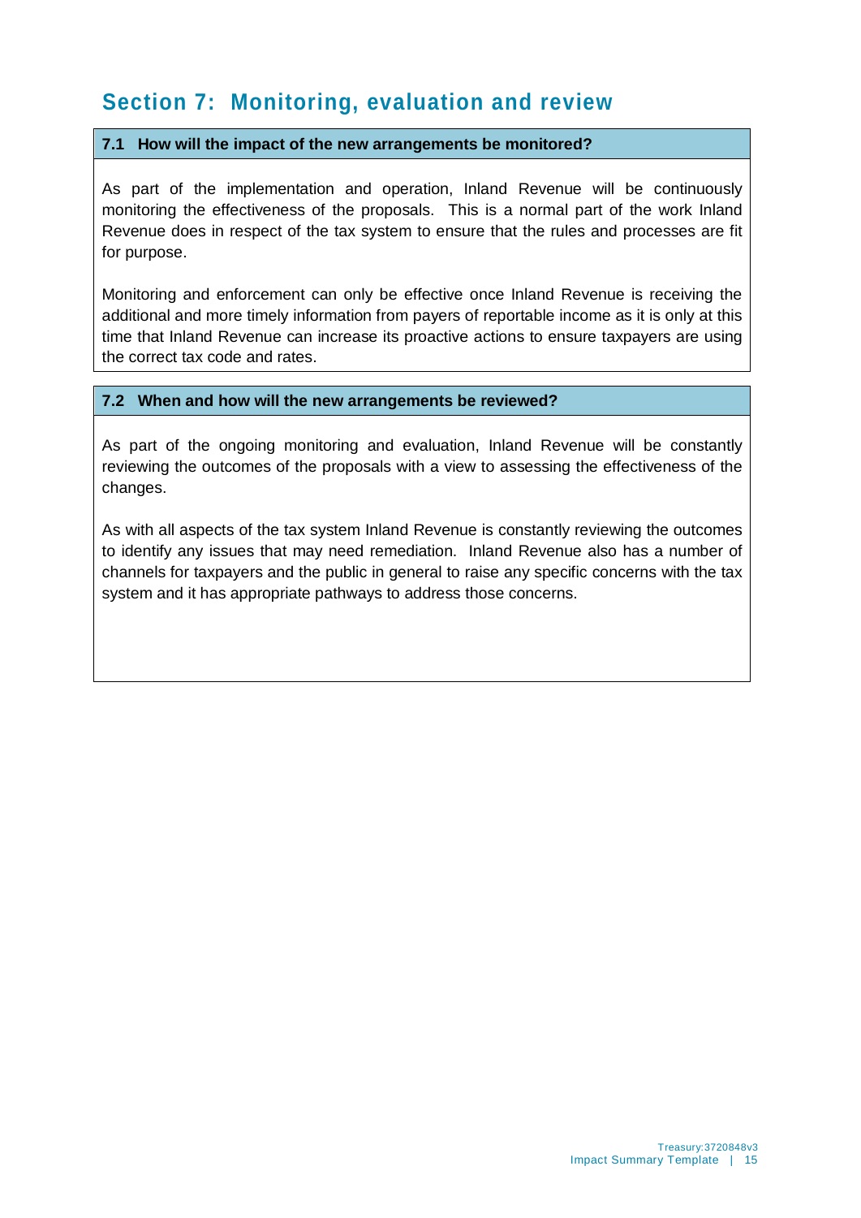## Section 7: Monitoring, evaluation and review

### 7.1 How will the impact of the new arrangements be monitored?

As part of the implementation and operation, Inland Revenue will be continuously monitoring the effectiveness of the proposals. This is a normal part of the work Inland Revenue does in respect of the tax system to ensure that the rules and processes are fit for purpose.

Monitoring and enforcement can only be effective once Inland Revenue is receiving the additional and more timely information from payers of reportable income as it is only at this time that Inland Revenue can increase its proactive actions to ensure taxpayers are using the correct tax code and rates.

### 7.2 When and how will the new arrangements be reviewed?

As part of the ongoing monitoring and evaluation, Inland Revenue will be constantly reviewing the outcomes of the proposals with a view to assessing the effectiveness of the changes.

As with all aspects of the tax system Inland Revenue is constantly reviewing the outcomes to identify any issues that may need remediation. Inland Revenue also has a number of channels for taxpayers and the public in general to raise any specific concerns with the tax system and it has appropriate pathways to address those concerns.